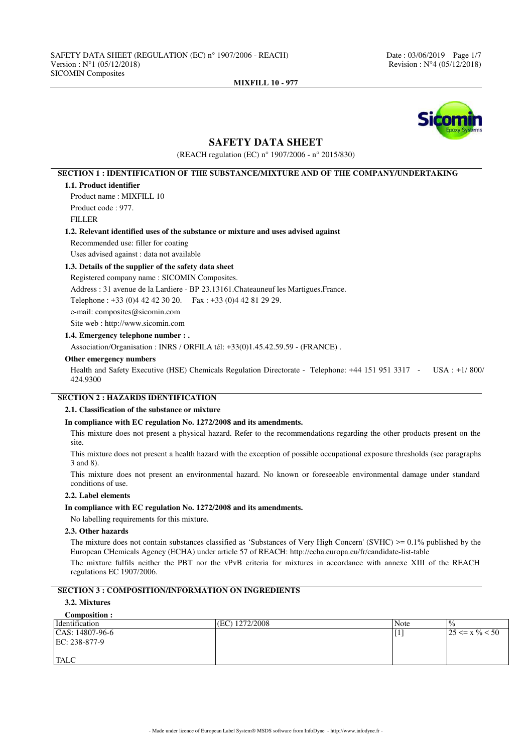# SAFETY DATA SHEET

(REACH regulation (EC) n° 1907/2006 - n° 2015/830)

## SECTION 1 : IDENTIFICATION OF THE SUBSTANCE/MIXTURE AND OF THE COMPANY/UNDERTAKING

### 1.1. Product identifier

Product name : MIXFILL 10

Product code : 977.

FILLER

### 1.2. Relevant identified uses of the substance or mixture and uses advised against

Recommended use: filler for coating

Uses advised against : data not available

### 1.3. Details of the supplier of the safety data sheet

Registered company name : SICOMIN Composites.

Address : 31 avenue de la Lardiere - BP 23.13161.Chateauneuf les Martigues.France.

Telephone : +33 (0)4 42 42 30 20. Fax : +33 (0)4 42 81 29 29.

e-mail: composites@sicomin.com

Site web : http://www.sicomin.com

### 1.4. Emergency telephone number : .

Association/Organisation : INRS / ORFILA tél: +33(0)1.45.42.59.59 - (FRANCE) .

**Other emergency numbers**

Health and Safety Executive (HSE) Chemicals Regulation Directorate - Telephone: +44 151 951 3317 - USA : +1/ 800/ 424.9300

## SECTION 2 : HAZARDS IDENTIFICATION

### 2.1. Classification of the substance or mixture

**In compliance with EC regulation No. 1272/2008 and its amendments.**

This mixture does not present a physical hazard. Refer to the recommendations regarding the other products present on the site.

This mixture does not present a health hazard with the exception of possible occupational exposure thresholds (see paragraphs 3 and 8).

This mixture does not present an environmental hazard. No known or foreseeable environmental damage under standard conditions of use.

### 2.2. Label elements

**In compliance with EC regulation No. 1272/2008 and its amendments.**

No labelling requirements for this mixture.

### 2.3. Other hazards

The mixture does not contain substances classified as 'Substances of Very High Concern' (SVHC) >= 0.1% published by the European CHemicals Agency (ECHA) under article 57 of REACH: http://echa.europa.eu/fr/candidate-list-table

The mixture fulfils neither the PBT nor the vPvB criteria for mixtures in accordance with annexe XIII of the REACH regulations EC 1907/2006.

## SECTION 3 : COMPOSITION/INFORMATION ON INGREDIENTS

### 3.2. Mixtures

**Composition :**

| Identification | (EC) 1272/2008 | Note | % |
|---|---|---|---|
| CAS: 14807-96-6<br>EC: 238-877-9<br><br>TALC | | [1] | 25 <= x % < 50 |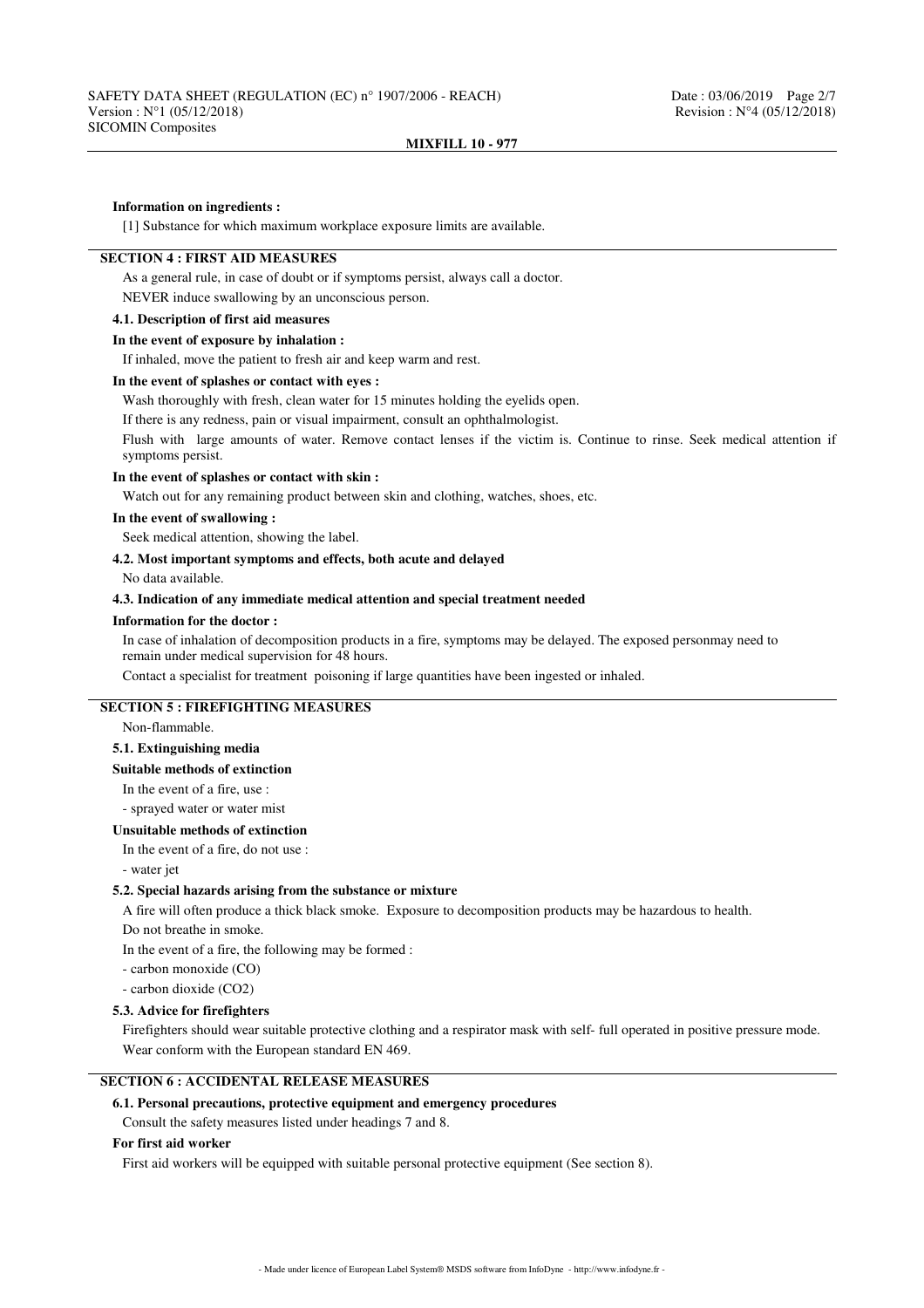**Information on ingredients :**

[1] Substance for which maximum workplace exposure limits are available.

## SECTION 4 : FIRST AID MEASURES

As a general rule, in case of doubt or if symptoms persist, always call a doctor.

NEVER induce swallowing by an unconscious person.

### 4.1. Description of first aid measures

**In the event of exposure by inhalation :**

If inhaled, move the patient to fresh air and keep warm and rest.

**In the event of splashes or contact with eyes :**

Wash thoroughly with fresh, clean water for 15 minutes holding the eyelids open.

If there is any redness, pain or visual impairment, consult an ophthalmologist.

Flush with large amounts of water. Remove contact lenses if the victim is. Continue to rinse. Seek medical attention if symptoms persist.

**In the event of splashes or contact with skin :**

Watch out for any remaining product between skin and clothing, watches, shoes, etc.

**In the event of swallowing :**

Seek medical attention, showing the label.

### 4.2. Most important symptoms and effects, both acute and delayed

No data available.

### 4.3. Indication of any immediate medical attention and special treatment needed

**Information for the doctor :**

In case of inhalation of decomposition products in a fire, symptoms may be delayed. The exposed personmay need to remain under medical supervision for 48 hours.

Contact a specialist for treatment poisoning if large quantities have been ingested or inhaled.

## SECTION 5 : FIREFIGHTING MEASURES

Non-flammable.

### 5.1. Extinguishing media

**Suitable methods of extinction**

In the event of a fire, use :

- sprayed water or water mist

**Unsuitable methods of extinction**

In the event of a fire, do not use :

- water jet

### 5.2. Special hazards arising from the substance or mixture

A fire will often produce a thick black smoke. Exposure to decomposition products may be hazardous to health.

Do not breathe in smoke.

In the event of a fire, the following may be formed :

- carbon monoxide (CO)
- carbon dioxide ($CO_2$)

### 5.3. Advice for firefighters

Firefighters should wear suitable protective clothing and a respirator mask with self- full operated in positive pressure mode.

Wear conform with the European standard EN 469.

## SECTION 6 : ACCIDENTAL RELEASE MEASURES

### 6.1. Personal precautions, protective equipment and emergency procedures

Consult the safety measures listed under headings 7 and 8.

**For first aid worker**

First aid workers will be equipped with suitable personal protective equipment (See section 8).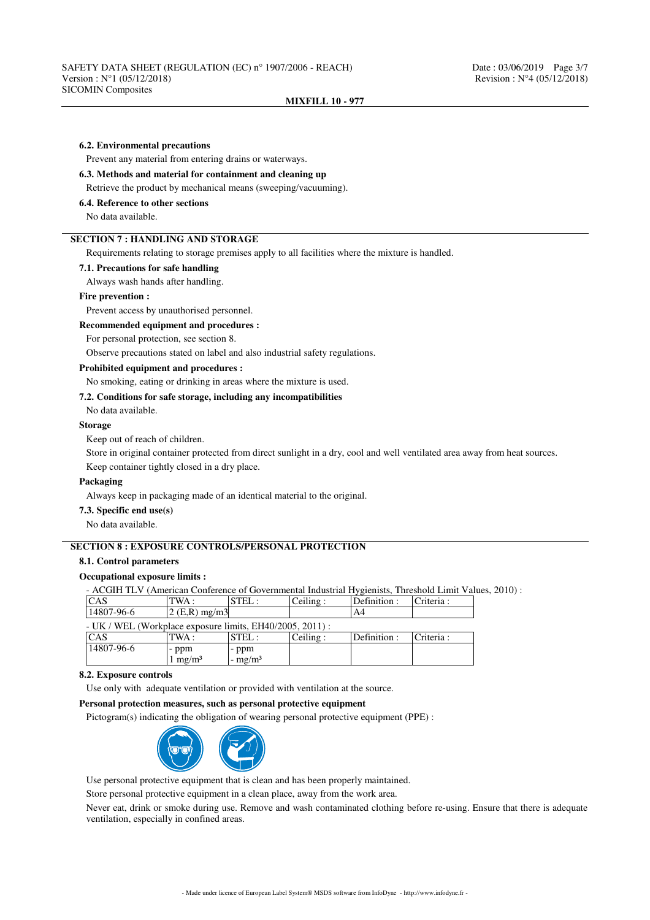#### 6.2. Environmental precautions

Prevent any material from entering drains or waterways.

#### 6.3. Methods and material for containment and cleaning up

Retrieve the product by mechanical means (sweeping/vacuuming).

#### 6.4. Reference to other sections

No data available.

## SECTION 7 : HANDLING AND STORAGE

Requirements relating to storage premises apply to all facilities where the mixture is handled.

#### 7.1. Precautions for safe handling

Always wash hands after handling.

**Fire prevention :**

Prevent access by unauthorised personnel.

**Recommended equipment and procedures :**

For personal protection, see section 8.

Observe precautions stated on label and also industrial safety regulations.

**Prohibited equipment and procedures :**

No smoking, eating or drinking in areas where the mixture is used.

#### 7.2. Conditions for safe storage, including any incompatibilities

No data available.

**Storage**

Keep out of reach of children.

Store in original container protected from direct sunlight in a dry, cool and well ventilated area away from heat sources.

Keep container tightly closed in a dry place.

**Packaging**

Always keep in packaging made of an identical material to the original.

#### 7.3. Specific end use(s)

No data available.

## SECTION 8 : EXPOSURE CONTROLS/PERSONAL PROTECTION

#### 8.1. Control parameters

**Occupational exposure limits :**

- ACGIH TLV (American Conference of Governmental Industrial Hygienists, Threshold Limit Values, 2010) :

| CAS | TWA : | STEL : | Ceiling : | Definition : | Criteria : |
|---|---|---|---|---|---|
| 14807-96-6 | 2 (E,R) mg/m3 | | | A4 | |

- UK / WEL (Workplace exposure limits, EH40/2005, 2011) :

| CAS | TWA : | STEL : | Ceiling : | Definition : | Criteria : |
|---|---|---|---|---|---|
| 14807-96-6 | - ppm<br>1 mg/m³ | - ppm<br>- mg/m³ | | | |

#### 8.2. Exposure controls

Use only with adequate ventilation or provided with ventilation at the source.

**Personal protection measures, such as personal protective equipment**

Pictogram(s) indicating the obligation of wearing personal protective equipment (PPE) :

Use personal protective equipment that is clean and has been properly maintained.

Store personal protective equipment in a clean place, away from the work area.

Never eat, drink or smoke during use. Remove and wash contaminated clothing before re-using. Ensure that there is adequate ventilation, especially in confined areas.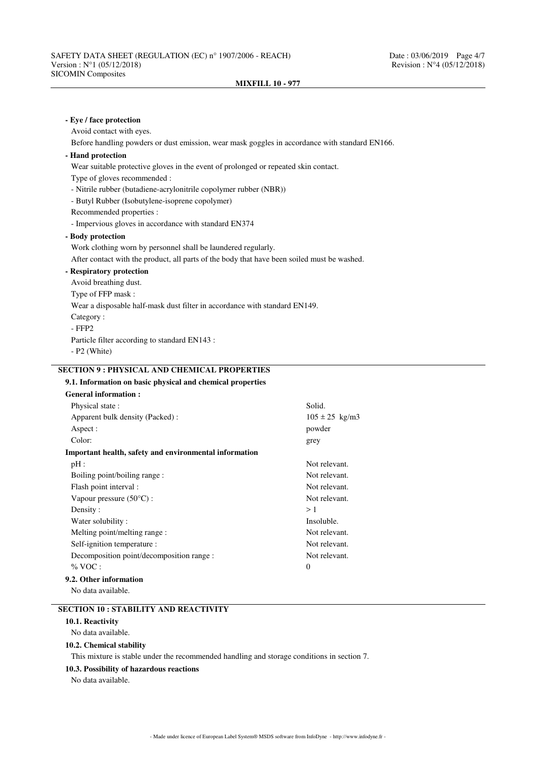**- Eye / face protection**

Avoid contact with eyes.

Before handling powders or dust emission, wear mask goggles in accordance with standard EN166.

**- Hand protection**

Wear suitable protective gloves in the event of prolonged or repeated skin contact.

Type of gloves recommended :

- Nitrile rubber (butadiene-acrylonitrile copolymer rubber (NBR))
- Butyl Rubber (Isobutylene-isoprene copolymer)

Recommended properties :

- Impervious gloves in accordance with standard EN374

**- Body protection**

Work clothing worn by personnel shall be laundered regularly.

After contact with the product, all parts of the body that have been soiled must be washed.

**- Respiratory protection**

Avoid breathing dust.

Type of FFP mask :

Wear a disposable half-mask dust filter in accordance with standard EN149.

Category :

- FFP2

Particle filter according to standard EN143 :

- P2 (White)

## SECTION 9 : PHYSICAL AND CHEMICAL PROPERTIES

### 9.1. Information on basic physical and chemical properties

**General information :**

| | |
|---|---|
| Physical state : | Solid. |
| Apparent bulk density (Packed) : | 105 ± 25 kg/m3 |
| Aspect : | powder |
| Color: | grey |

**Important health, safety and environmental information**

| | |
|---|---|
| pH : | Not relevant. |
| Boiling point/boiling range : | Not relevant. |
| Flash point interval : | Not relevant. |
| Vapour pressure (50°C) : | Not relevant. |
| Density : | > 1 |
| Water solubility : | Insoluble. |
| Melting point/melting range : | Not relevant. |
| Self-ignition temperature : | Not relevant. |
| Decomposition point/decomposition range : | Not relevant. |
| % VOC : | 0 |

### 9.2. Other information

No data available.

## SECTION 10 : STABILITY AND REACTIVITY

### 10.1. Reactivity

No data available.

### 10.2. Chemical stability

This mixture is stable under the recommended handling and storage conditions in section 7.

### 10.3. Possibility of hazardous reactions

No data available.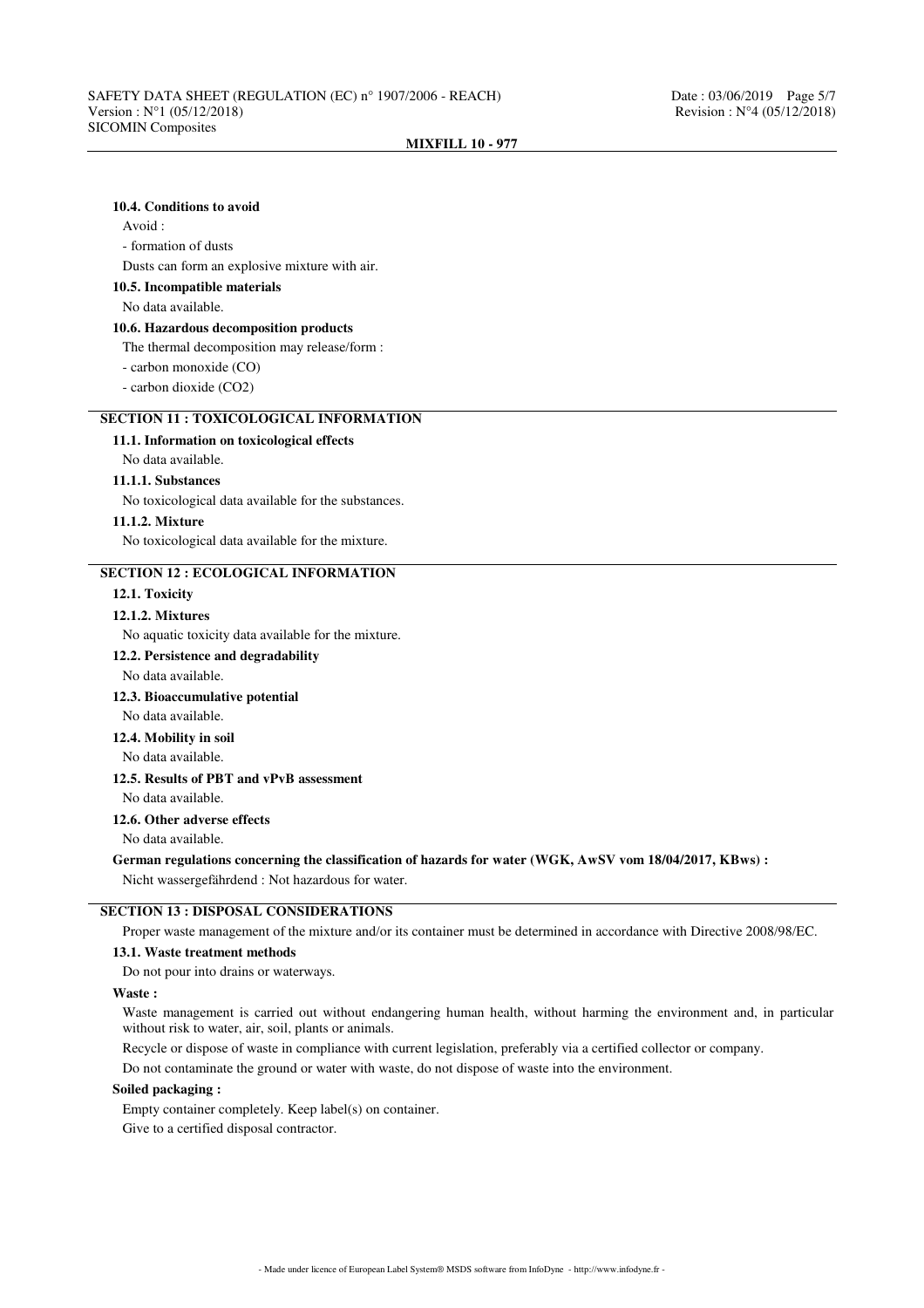### 10.4. Conditions to avoid

Avoid :

- formation of dusts

Dusts can form an explosive mixture with air.

### 10.5. Incompatible materials

No data available.

### 10.6. Hazardous decomposition products

The thermal decomposition may release/form :

- carbon monoxide (CO)
- carbon dioxide ($CO_2$)

## SECTION 11 : TOXICOLOGICAL INFORMATION

### 11.1. Information on toxicological effects

No data available.

#### 11.1.1. Substances

No toxicological data available for the substances.

#### 11.1.2. Mixture

No toxicological data available for the mixture.

## SECTION 12 : ECOLOGICAL INFORMATION

### 12.1. Toxicity

#### 12.1.2. Mixtures

No aquatic toxicity data available for the mixture.

### 12.2. Persistence and degradability

No data available.

### 12.3. Bioaccumulative potential

No data available.

### 12.4. Mobility in soil

No data available.

### 12.5. Results of PBT and vPvB assessment

No data available.

### 12.6. Other adverse effects

No data available.

**German regulations concerning the classification of hazards for water (WGK, AwSV vom 18/04/2017, KBws) :**

Nicht wassergefährdend : Not hazardous for water.

## SECTION 13 : DISPOSAL CONSIDERATIONS

Proper waste management of the mixture and/or its container must be determined in accordance with Directive 2008/98/EC.

### 13.1. Waste treatment methods

Do not pour into drains or waterways.

**Waste :**

Waste management is carried out without endangering human health, without harming the environment and, in particular without risk to water, air, soil, plants or animals.

Recycle or dispose of waste in compliance with current legislation, preferably via a certified collector or company.

Do not contaminate the ground or water with waste, do not dispose of waste into the environment.

**Soiled packaging :**

Empty container completely. Keep label(s) on container.

Give to a certified disposal contractor.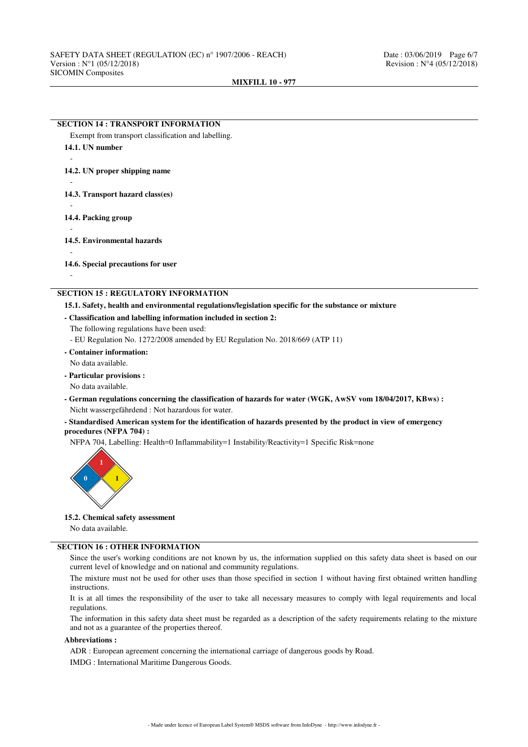## SECTION 14 : TRANSPORT INFORMATION

Exempt from transport classification and labelling.

### 14.1. UN number

-

### 14.2. UN proper shipping name

-

### 14.3. Transport hazard class(es)

-

### 14.4. Packing group

-

### 14.5. Environmental hazards

-

### 14.6. Special precautions for user

-

## SECTION 15 : REGULATORY INFORMATION

### 15.1. Safety, health and environmental regulations/legislation specific for the substance or mixture

**- Classification and labelling information included in section 2:**

The following regulations have been used:

- EU Regulation No. 1272/2008 amended by EU Regulation No. 2018/669 (ATP 11)

**- Container information:**

No data available.

**- Particular provisions :**

No data available.

**- German regulations concerning the classification of hazards for water (WGK, AwSV vom 18/04/2017, KBws) :**

Nicht wassergefährdend : Not hazardous for water.

**- Standardised American system for the identification of hazards presented by the product in view of emergency procedures (NFPA 704) :**

NFPA 704, Labelling: Health=0 Inflammability=1 Instability/Reactivity=1 Specific Risk=none

1

0 1

### 15.2. Chemical safety assessment

No data available.

## SECTION 16 : OTHER INFORMATION

Since the user's working conditions are not known by us, the information supplied on this safety data sheet is based on our current level of knowledge and on national and community regulations.

The mixture must not be used for other uses than those specified in section 1 without having first obtained written handling instructions.

It is at all times the responsibility of the user to take all necessary measures to comply with legal requirements and local regulations.

The information in this safety data sheet must be regarded as a description of the safety requirements relating to the mixture and not as a guarantee of the properties thereof.

**Abbreviations :**

ADR : European agreement concerning the international carriage of dangerous goods by Road.

IMDG : International Maritime Dangerous Goods.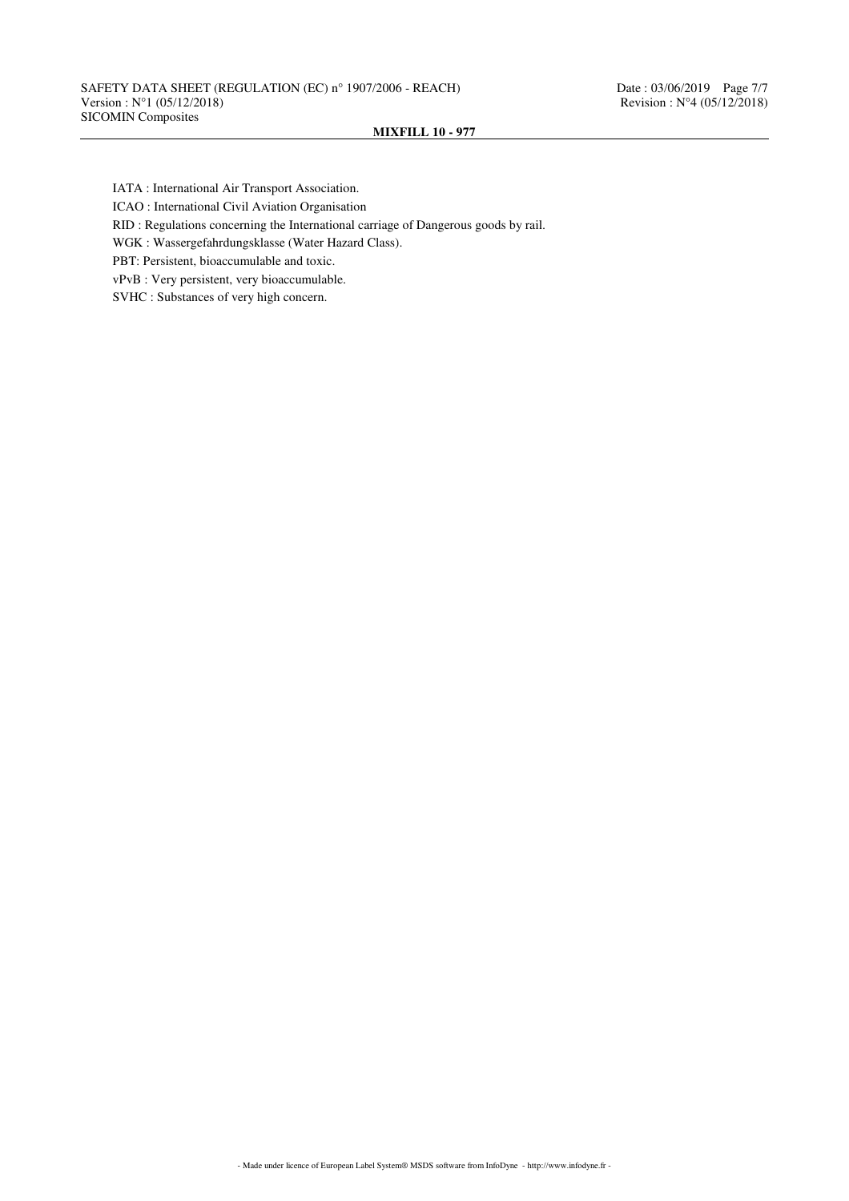IATA : International Air Transport Association.

ICAO : International Civil Aviation Organisation

RID : Regulations concerning the International carriage of Dangerous goods by rail.

WGK : Wassergefahrdungsklasse (Water Hazard Class).

PBT: Persistent, bioaccumulable and toxic.

vPvB : Very persistent, very bioaccumulable.

SVHC : Substances of very high concern.